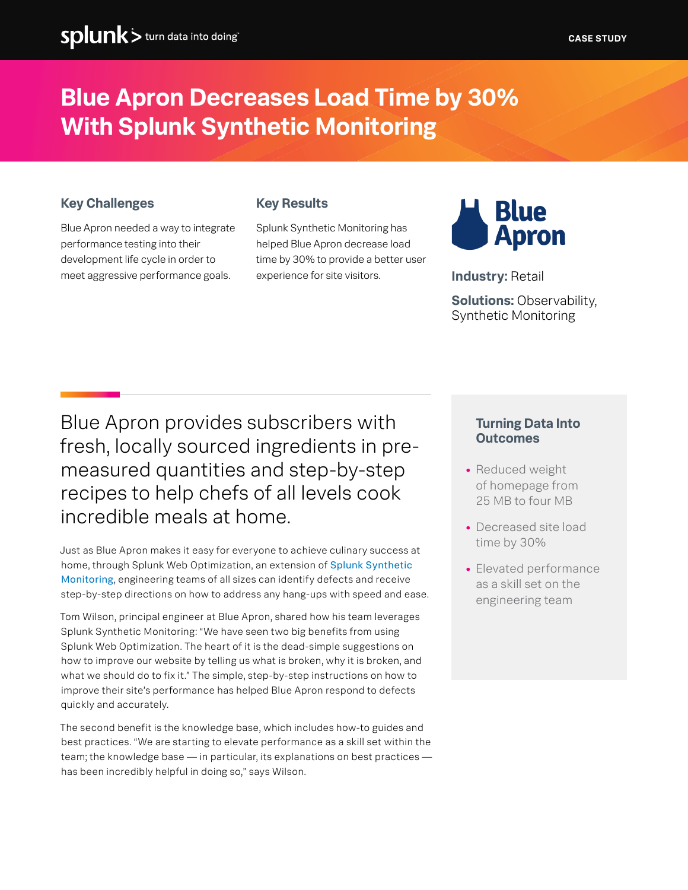CASE STUDY

# Blue Apron Decreases Load Time by 30% With Splunk Synthetic Monitoring

### Key Challenges

Blue Apron needed a way to integrate performance testing into their development life cycle in order to meet aggressive performance goals.

### Key Results

Splunk Synthetic Monitoring has helped Blue Apron decrease load time by 30% to provide a better user experience for site visitors.

**Industry:** Retail

**Solutions:** Observability, Synthetic Monitoring

## Blue Apron provides subscribers with fresh, locally sourced ingredients in pre-measured quantities and step-by-step recipes to help chefs of all levels cook incredible meals at home.

Just as Blue Apron makes it easy for everyone to achieve culinary success at home, through Splunk Web Optimization, an extension of Splunk Synthetic Monitoring, engineering teams of all sizes can identify defects and receive step-by-step directions on how to address any hang-ups with speed and ease.

Tom Wilson, principal engineer at Blue Apron, shared how his team leverages Splunk Synthetic Monitoring: "We have seen two big benefits from using Splunk Web Optimization. The heart of it is the dead-simple suggestions on how to improve our website by telling us what is broken, why it is broken, and what we should do to fix it." The simple, step-by-step instructions on how to improve their site's performance has helped Blue Apron respond to defects quickly and accurately.

The second benefit is the knowledge base, which includes how-to guides and best practices. "We are starting to elevate performance as a skill set within the team; the knowledge base — in particular, its explanations on best practices — has been incredibly helpful in doing so," says Wilson.

### Turning Data Into Outcomes

- Reduced weight of homepage from 25 MB to four MB
- Decreased site load time by 30%
- Elevated performance as a skill set on the engineering team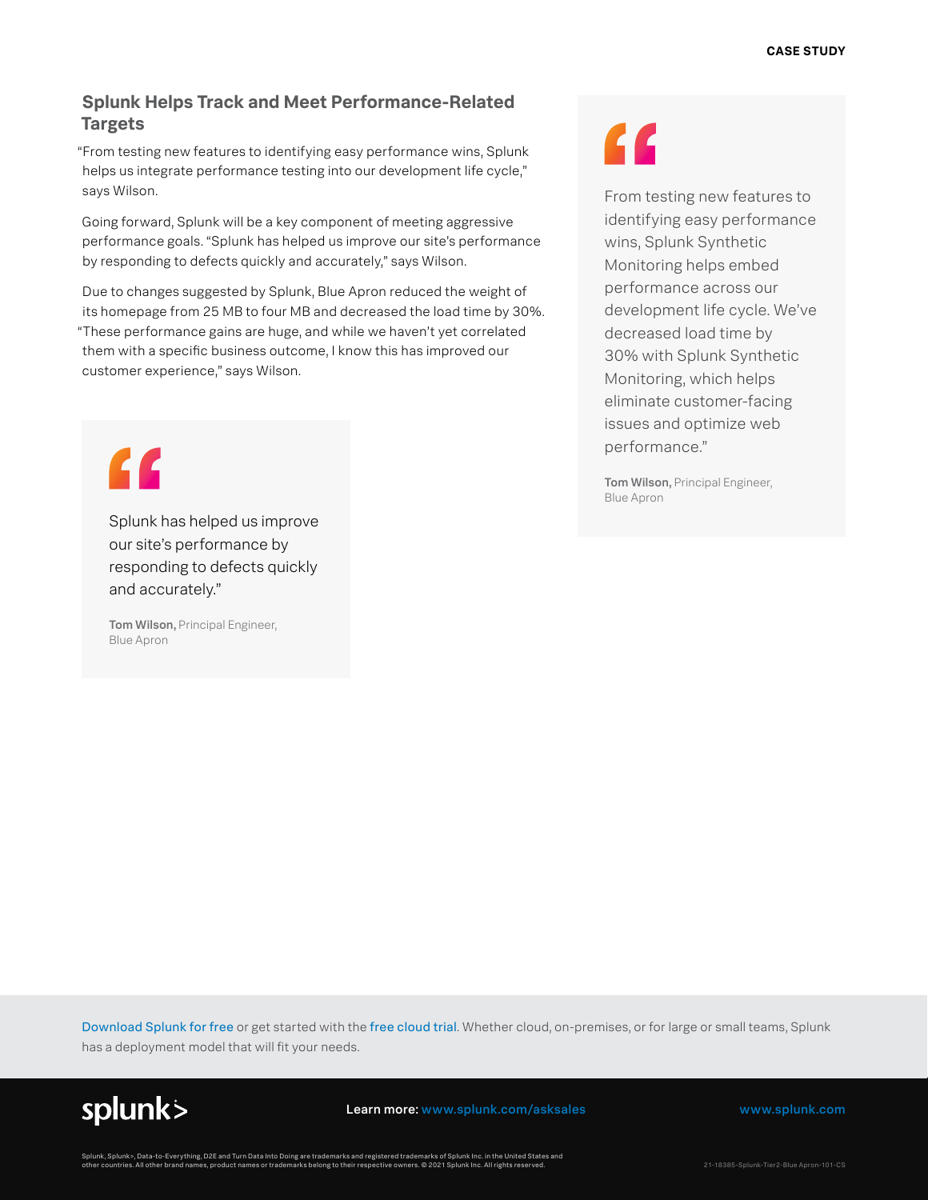## Splunk Helps Track and Meet Performance-Related Targets

"From testing new features to identifying easy performance wins, Splunk helps us integrate performance testing into our development life cycle," says Wilson.

Going forward, Splunk will be a key component of meeting aggressive performance goals. "Splunk has helped us improve our site's performance by responding to defects quickly and accurately," says Wilson.

Due to changes suggested by Splunk, Blue Apron reduced the weight of its homepage from 25 MB to four MB and decreased the load time by 30%. "These performance gains are huge, and while we haven't yet correlated them with a specific business outcome, I know this has improved our customer experience," says Wilson.

> Splunk has helped us improve our site's performance by responding to defects quickly and accurately."
>
> **Tom Wilson,** Principal Engineer, Blue Apron

> From testing new features to identifying easy performance wins, Splunk Synthetic Monitoring helps embed performance across our development life cycle. We've decreased load time by 30% with Splunk Synthetic Monitoring, which helps eliminate customer-facing issues and optimize web performance."
>
> **Tom Wilson,** Principal Engineer, Blue Apron

Download Splunk for free or get started with the free cloud trial. Whether cloud, on-premises, or for large or small teams, Splunk has a deployment model that will fit your needs.

splunk>

**Learn more:** www.splunk.com/asksales

www.splunk.com

Splunk, Splunk>, Data-to-Everything, D2E and Turn Data Into Doing are trademarks and registered trademarks of Splunk Inc. in the United States and other countries. All other brand names, product names or trademarks belong to their respective owners. © 2021 Splunk Inc. All rights reserved.

21-18385-Splunk-Tier2-Blue Apron-101-CS